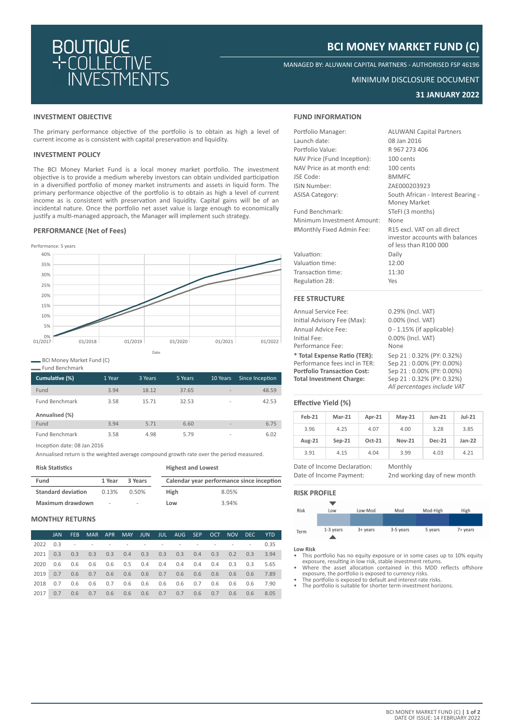# BOUTIQUE COLLECTIVE INVESTMENTS

# BCI MONEY MARKET FUND (C)

MANAGED BY: ALUWANI CAPITAL PARTNERS - AUTHORISED FSP 46196

MINIMUM DISCLOSURE DOCUMENT

**31 JANUARY 2022**

## INVESTMENT OBJECTIVE

The primary performance objective of the portfolio is to obtain as high a level of current income as is consistent with capital preservation and liquidity.

## INVESTMENT POLICY

The BCI Money Market Fund is a local money market portfolio. The investment objective is to provide a medium whereby investors can obtain undivided participation in a diversified portfolio of money market instruments and assets in liquid form. The primary performance objective of the portfolio is to obtain as high a level of current income as is consistent with preservation and liquidity. Capital gains will be of an incidental nature. Once the portfolio net asset value is large enough to economically justify a multi-managed approach, the Manager will implement such strategy.

## PERFORMANCE (Net of Fees)

Performance: 5 years

- BCI Money Market Fund (C)
- Fund Benchmark

| Cumulative (%) | 1 Year | 3 Years | 5 Years | 10 Years | Since Inception |
|---|---|---|---|---|---|
| Fund | 3.94 | 18.12 | 37.65 | - | 48.59 |
| Fund Benchmark | 3.58 | 15.71 | 32.53 | - | 42.53 |
| **Annualised (%)** | | | | | |
| Fund | 3.94 | 5.71 | 6.60 | - | 6.75 |
| Fund Benchmark | 3.58 | 4.98 | 5.79 | - | 6.02 |

Inception date: 08 Jan 2016

Annualised return is the weighted average compound growth rate over the period measured.

**Risk Statistics**

| Fund | 1 Year | 3 Years |
|---|---|---|
| **Standard deviation** | 0.13% | 0.50% |
| **Maximum drawdown** | - | - |

**Highest and Lowest**

| Calendar year performance since inception | |
|---|---|
| **High** | 8.05% |
| **Low** | 3.94% |

## MONTHLY RETURNS

| | JAN | FEB | MAR | APR | MAY | JUN | JUL | AUG | SEP | OCT | NOV | DEC | YTD |
|---|---|---|---|---|---|---|---|---|---|---|---|---|---|
| 2022 | 0.3 | - | - | - | - | - | - | - | - | - | - | - | 0.35 |
| 2021 | 0.3 | 0.3 | 0.3 | 0.3 | 0.4 | 0.3 | 0.3 | 0.3 | 0.4 | 0.3 | 0.2 | 0.3 | 3.94 |
| 2020 | 0.6 | 0.6 | 0.6 | 0.6 | 0.5 | 0.4 | 0.4 | 0.4 | 0.4 | 0.4 | 0.3 | 0.3 | 5.65 |
| 2019 | 0.7 | 0.6 | 0.7 | 0.6 | 0.6 | 0.6 | 0.7 | 0.6 | 0.6 | 0.6 | 0.6 | 0.6 | 7.89 |
| 2018 | 0.7 | 0.6 | 0.6 | 0.7 | 0.6 | 0.6 | 0.6 | 0.6 | 0.7 | 0.6 | 0.6 | 0.6 | 7.90 |
| 2017 | 0.7 | 0.6 | 0.7 | 0.6 | 0.6 | 0.6 | 0.7 | 0.7 | 0.6 | 0.7 | 0.6 | 0.6 | 8.05 |

## FUND INFORMATION

| | |
|---|---|
| Portfolio Manager: | ALUWANI Capital Partners |
| Launch date: | 08 Jan 2016 |
| Portfolio Value: | R 967 273 406 |
| NAV Price (Fund Inception): | 100 cents |
| NAV Price as at month end: | 100 cents |
| JSE Code: | BMMFC |
| ISIN Number: | ZAE000203923 |
| ASISA Category: | South African - Interest Bearing - Money Market |
| Fund Benchmark: | STeFI (3 months) |
| Minimum Investment Amount: | None |
| #Monthly Fixed Admin Fee: | R15 excl. VAT on all direct investor accounts with balances of less than R100 000 |
| Valuation: | Daily |
| Valuation time: | 12:00 |
| Transaction time: | 11:30 |
| Regulation 28: | Yes |

## FEE STRUCTURE

| | |
|---|---|
| Annual Service Fee: | 0.29% (Incl. VAT) |
| Initial Advisory Fee (Max): | 0.00% (Incl. VAT) |
| Annual Advice Fee: | 0 - 1.15% (if applicable) |
| Initial Fee: | 0.00% (Incl. VAT) |
| Performance Fee: | None |
| **\* Total Expense Ratio (TER):** | Sep 21 : 0.32% (PY: 0.32%) |
| Performance fees incl in TER: | Sep 21 : 0.00% (PY: 0.00%) |
| **Portfolio Transaction Cost:** | Sep 21 : 0.00% (PY: 0.00%) |
| **Total Investment Charge:** | Sep 21 : 0.32% (PY: 0.32%) |

*All percentages include VAT*

## Effective Yield (%)

| Feb-21 | Mar-21 | Apr-21 | May-21 | Jun-21 | Jul-21 |
|---|---|---|---|---|---|
| 3.96 | 4.25 | 4.07 | 4.00 | 3.28 | 3.85 |
| **Aug-21** | **Sep-21** | **Oct-21** | **Nov-21** | **Dec-21** | **Jan-22** |
| 3.91 | 4.15 | 4.04 | 3.99 | 4.03 | 4.21 |

| | |
|---|---|
| Date of Income Declaration: | Monthly |
| Date of Income Payment: | 2nd working day of new month |

## RISK PROFILE

| Risk | Low | Low-Mod | Mod | Mod-High | High |
|---|---|---|---|---|---|
| Term | 1-3 years | 3+ years | 3-5 years | 5 years | 7+ years |

**Low Risk**

- This portfolio has no equity exposure or in some cases up to 10% equity exposure, resulting in low risk, stable investment returns.
- Where the asset allocation contained in this MDD reflects offshore exposure, the portfolio is exposed to currency risks.
- The portfolio is exposed to default and interest rate risks.
- The portfolio is suitable for shorter term investment horizons.

BCI MONEY MARKET FUND (C)
DATE OF ISSUE: 14 FEBRUARY 2022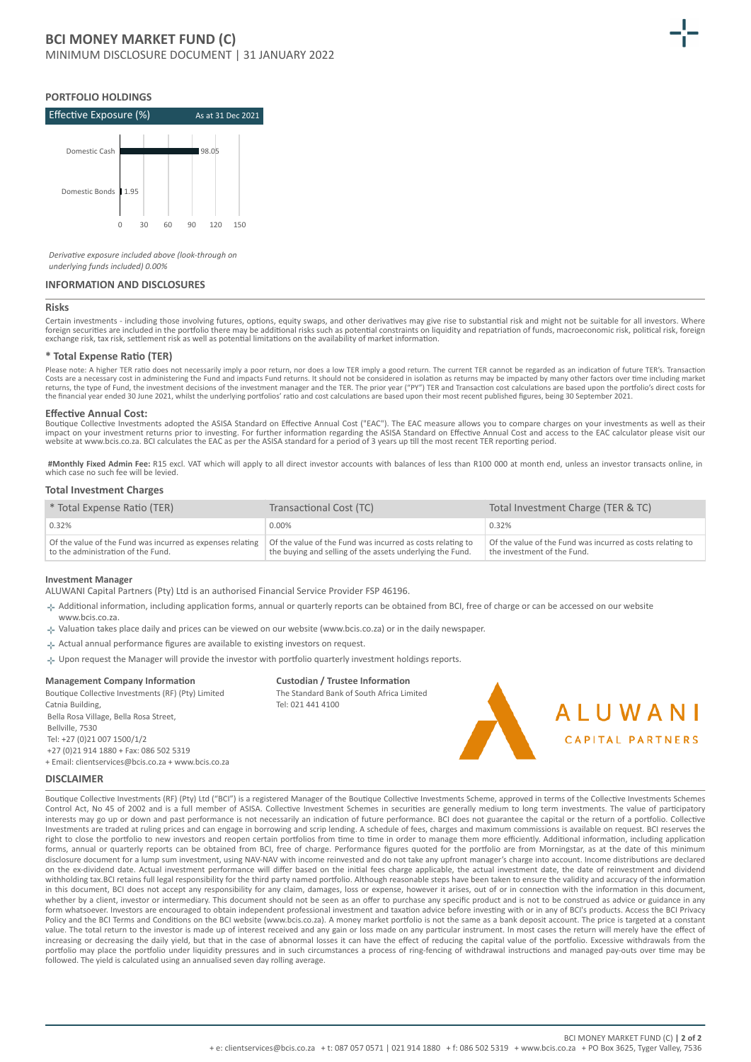# BCI MONEY MARKET FUND (C)

MINIMUM DISCLOSURE DOCUMENT | 31 JANUARY 2022

## PORTFOLIO HOLDINGS

Effective Exposure (%)

As at 31 Dec 2021

Domestic Cash 98.05

Domestic Bonds 1.95

0 30 60 90 120 150

*Derivative exposure included above (look-through on underlying funds included) 0.00%*

## INFORMATION AND DISCLOSURES

### Risks

Certain investments - including those involving futures, options, equity swaps, and other derivatives may give rise to substantial risk and might not be suitable for all investors. Where foreign securities are included in the portfolio there may be additional risks such as potential constraints on liquidity and repatriation of funds, macroeconomic risk, political risk, foreign exchange risk, tax risk, settlement risk as well as potential limitations on the availability of market information.

### * Total Expense Ratio (TER)

Please note: A higher TER ratio does not necessarily imply a poor return, nor does a low TER imply a good return. The current TER cannot be regarded as an indication of future TER's. Transaction Costs are a necessary cost in administering the Fund and impacts Fund returns. It should not be considered in isolation as returns may be impacted by many other factors over time including market returns, the type of Fund, the investment decisions of the investment manager and the TER. The prior year ("PY") TER and Transaction cost calculations are based upon the portfolio's direct costs for the financial year ended 30 June 2021, whilst the underlying portfolios' ratio and cost calculations are based upon their most recent published figures, being 30 September 2021.

### Effective Annual Cost:

Boutique Collective Investments adopted the ASISA Standard on Effective Annual Cost ("EAC"). The EAC measure allows you to compare charges on your investments as well as their impact on your investment returns prior to investing. For further information regarding the ASISA Standard on Effective Annual Cost and access to the EAC calculator please visit our website at www.bcis.co.za. BCI calculates the EAC as per the ASISA standard for a period of 3 years up till the most recent TER reporting period.

**#Monthly Fixed Admin Fee:** R15 excl. VAT which will apply to all direct investor accounts with balances of less than R100 000 at month end, unless an investor transacts online, in which case no such fee will be levied.

### Total Investment Charges

| * Total Expense Ratio (TER) | Transactional Cost (TC) | Total Investment Charge (TER & TC) |
|---|---|---|
| 0.32% | 0.00% | 0.32% |
| Of the value of the Fund was incurred as expenses relating to the administration of the Fund. | Of the value of the Fund was incurred as costs relating to the buying and selling of the assets underlying the Fund. | Of the value of the Fund was incurred as costs relating to the investment of the Fund. |

### Investment Manager

ALUWANI Capital Partners (Pty) Ltd is an authorised Financial Service Provider FSP 46196.

- Additional information, including application forms, annual or quarterly reports can be obtained from BCI, free of charge or can be accessed on our website www.bcis.co.za.
- Valuation takes place daily and prices can be viewed on our website (www.bcis.co.za) or in the daily newspaper.
- Actual annual performance figures are available to existing investors on request.
- Upon request the Manager will provide the investor with portfolio quarterly investment holdings reports.

### Management Company Information

Boutique Collective Investments (RF) (Pty) Limited
Catnia Building,
Bella Rosa Village, Bella Rosa Street,
Bellville, 7530
Tel: +27 (0)21 007 1500/1/2
+27 (0)21 914 1880 + Fax: 086 502 5319
+ Email: clientservices@bcis.co.za + www.bcis.co.za

### Custodian / Trustee Information

The Standard Bank of South Africa Limited
Tel: 021 441 4100

ALUWANI CAPITAL PARTNERS

## DISCLAIMER

Boutique Collective Investments (RF) (Pty) Ltd ("BCI") is a registered Manager of the Boutique Collective Investments Scheme, approved in terms of the Collective Investments Schemes Control Act, No 45 of 2002 and is a full member of ASISA. Collective Investment Schemes in securities are generally medium to long term investments. The value of participatory interests may go up or down and past performance is not necessarily an indication of future performance. BCI does not guarantee the capital or the return of a portfolio. Collective Investments are traded at ruling prices and can engage in borrowing and scrip lending. A schedule of fees, charges and maximum commissions is available on request. BCI reserves the right to close the portfolio to new investors and reopen certain portfolios from time to time in order to manage them more efficiently. Additional information, including application forms, annual or quarterly reports can be obtained from BCI, free of charge. Performance figures quoted for the portfolio are from Morningstar, as at the date of this minimum disclosure document for a lump sum investment, using NAV-NAV with income reinvested and do not take any upfront manager's charge into account. Income distributions are declared on the ex-dividend date. Actual investment performance will differ based on the initial fees charge applicable, the actual investment date, the date of reinvestment and dividend withholding tax.BCI retains full legal responsibility for the third party named portfolio. Although reasonable steps have been taken to ensure the validity and accuracy of the information in this document, BCI does not accept any responsibility for any claim, damages, loss or expense, however it arises, out of or in connection with the information in this document, whether by a client, investor or intermediary. This document should not be seen as an offer to purchase any specific product and is not to be construed as advice or guidance in any form whatsoever. Investors are encouraged to obtain independent professional investment and taxation advice before investing with or in any of BCI's products. Access the BCI Privacy Policy and the BCI Terms and Conditions on the BCI website (www.bcis.co.za). A money market portfolio is not the same as a bank deposit account. The price is targeted at a constant value. The total return to the investor is made up of interest received and any gain or loss made on any particular instrument. In most cases the return will merely have the effect of increasing or decreasing the daily yield, but that in the case of abnormal losses it can have the effect of reducing the capital value of the portfolio. Excessive withdrawals from the portfolio may place the portfolio under liquidity pressures and in such circumstances a process of ring-fencing of withdrawal instructions and managed pay-outs over time may be followed. The yield is calculated using an annualised seven day rolling average.

+ e: clientservices@bcis.co.za + t: 087 057 0571 | 021 914 1880 + f: 086 502 5319 + www.bcis.co.za + PO Box 3625, Tyger Valley, 7536